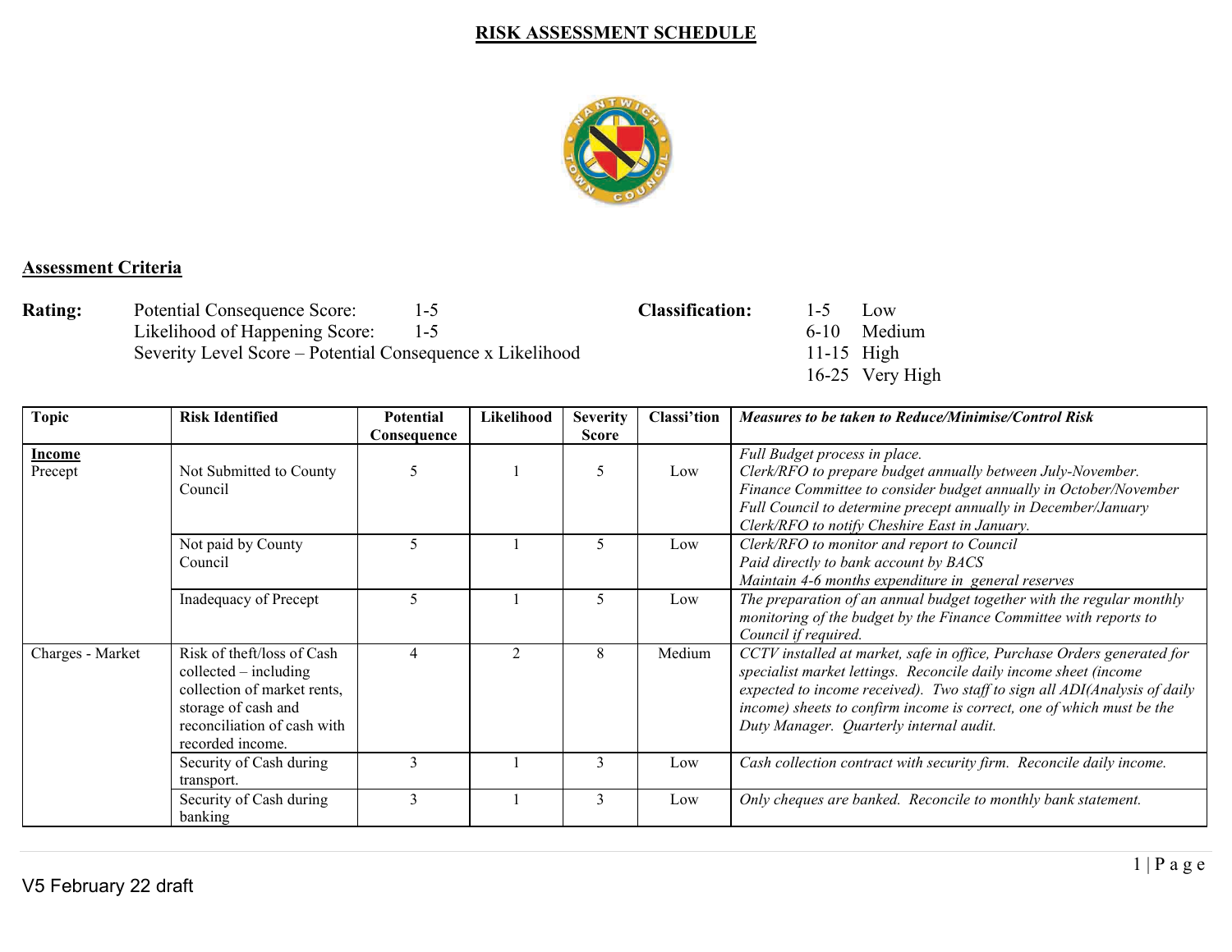# RISK ASSESSMENT SCHEDULE

## Assessment Criteria

**Rating:**

Potential Consequence Score: 1-5
Likelihood of Happening Score: 1-5
Severity Level Score – Potential Consequence x Likelihood

**Classification:**

1-5 Low
6-10 Medium
11-15 High
16-25 Very High

| Topic | Risk Identified | Potential Consequence | Likelihood | Severity Score | Classi'tion | *Measures to be taken to Reduce/Minimise/Control Risk* |
|---|---|---|---|---|---|---|
| **Income** Precept | Not Submitted to County Council | 5 | 1 | 5 | Low | *Full Budget process in place. Clerk/RFO to prepare budget annually between July-November. Finance Committee to consider budget annually in October/November Full Council to determine precept annually in December/January Clerk/RFO to notify Cheshire East in January.* |
| | Not paid by County Council | 5 | 1 | 5 | Low | *Clerk/RFO to monitor and report to Council Paid directly to bank account by BACS Maintain 4-6 months expenditure in general reserves* |
| | Inadequacy of Precept | 5 | 1 | 5 | Low | *The preparation of an annual budget together with the regular monthly monitoring of the budget by the Finance Committee with reports to Council if required.* |
| Charges - Market | Risk of theft/loss of Cash collected – including collection of market rents, storage of cash and reconciliation of cash with recorded income. | 4 | 2 | 8 | Medium | *CCTV installed at market, safe in office, Purchase Orders generated for specialist market lettings. Reconcile daily income sheet (income expected to income received). Two staff to sign all ADI(Analysis of daily income) sheets to confirm income is correct, one of which must be the Duty Manager. Quarterly internal audit.* |
| | Security of Cash during transport. | 3 | 1 | 3 | Low | *Cash collection contract with security firm. Reconcile daily income.* |
| | Security of Cash during banking | 3 | 1 | 3 | Low | *Only cheques are banked. Reconcile to monthly bank statement.* |

V5 February 22 draft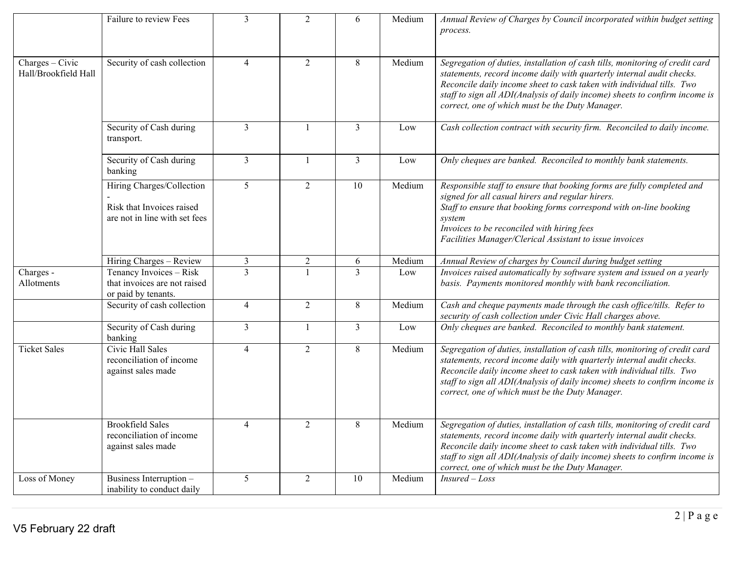| | | | | | | |
|---|---|---|---|---|---|---|
| | Failure to review Fees | 3 | 2 | 6 | Medium | *Annual Review of Charges by Council incorporated within budget setting process.* |
| Charges – Civic Hall/Brookfield Hall | Security of cash collection | 4 | 2 | 8 | Medium | *Segregation of duties, installation of cash tills, monitoring of credit card statements, record income daily with quarterly internal audit checks. Reconcile daily income sheet to cask taken with individual tills. Two staff to sign all ADI(Analysis of daily income) sheets to confirm income is correct, one of which must be the Duty Manager.* |
| | Security of Cash during transport. | 3 | 1 | 3 | Low | *Cash collection contract with security firm. Reconciled to daily income.* |
| | Security of Cash during banking | 3 | 1 | 3 | Low | *Only cheques are banked. Reconciled to monthly bank statements.* |
| | Hiring Charges/Collection - Risk that Invoices raised are not in line with set fees | 5 | 2 | 10 | Medium | *Responsible staff to ensure that booking forms are fully completed and signed for all casual hirers and regular hirers. Staff to ensure that booking forms correspond with on-line booking system Invoices to be reconciled with hiring fees Facilities Manager/Clerical Assistant to issue invoices* |
| | Hiring Charges – Review | 3 | 2 | 6 | Medium | *Annual Review of charges by Council during budget setting* |
| Charges - Allotments | Tenancy Invoices – Risk that invoices are not raised or paid by tenants. | 3 | 1 | 3 | Low | *Invoices raised automatically by software system and issued on a yearly basis. Payments monitored monthly with bank reconciliation.* |
| | Security of cash collection | 4 | 2 | 8 | Medium | *Cash and cheque payments made through the cash office/tills. Refer to security of cash collection under Civic Hall charges above.* |
| | Security of Cash during banking | 3 | 1 | 3 | Low | *Only cheques are banked. Reconciled to monthly bank statement.* |
| Ticket Sales | Civic Hall Sales reconciliation of income against sales made | 4 | 2 | 8 | Medium | *Segregation of duties, installation of cash tills, monitoring of credit card statements, record income daily with quarterly internal audit checks. Reconcile daily income sheet to cask taken with individual tills. Two staff to sign all ADI(Analysis of daily income) sheets to confirm income is correct, one of which must be the Duty Manager.* |
| | Brookfield Sales reconciliation of income against sales made | 4 | 2 | 8 | Medium | *Segregation of duties, installation of cash tills, monitoring of credit card statements, record income daily with quarterly internal audit checks. Reconcile daily income sheet to cask taken with individual tills. Two staff to sign all ADI(Analysis of daily income) sheets to confirm income is correct, one of which must be the Duty Manager.* |
| Loss of Money | Business Interruption – inability to conduct daily | 5 | 2 | 10 | Medium | *Insured – Loss* |

V5 February 22 draft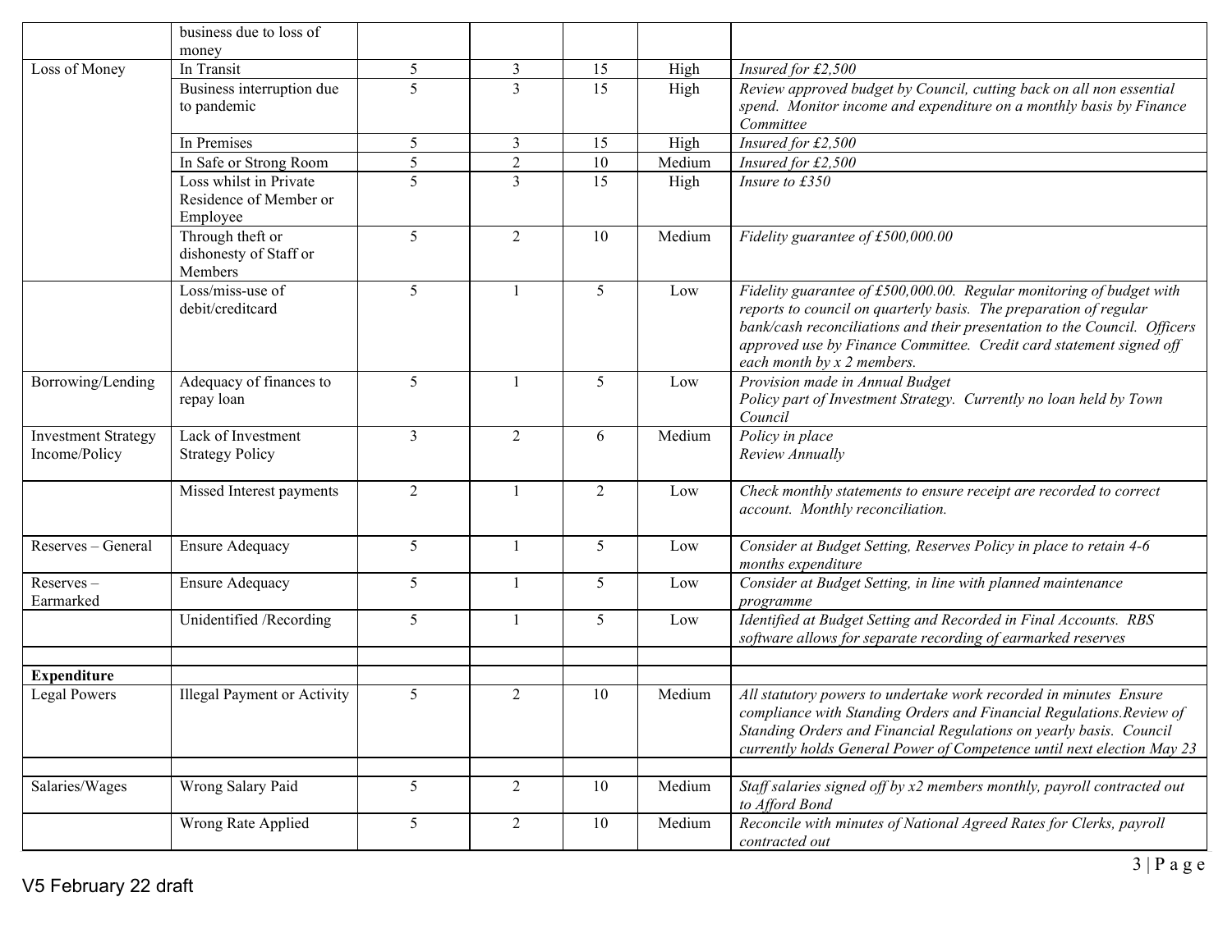| | | | | | | |
|---|---|---|---|---|---|---|
| | business due to loss of money | | | | | |
| Loss of Money | In Transit | 5 | 3 | 15 | High | *Insured for £2,500* |
| | Business interruption due to pandemic | 5 | 3 | 15 | High | *Review approved budget by Council, cutting back on all non essential spend. Monitor income and expenditure on a monthly basis by Finance Committee* |
| | In Premises | 5 | 3 | 15 | High | *Insured for £2,500* |
| | In Safe or Strong Room | 5 | 2 | 10 | Medium | *Insured for £2,500* |
| | Loss whilst in Private Residence of Member or Employee | 5 | 3 | 15 | High | *Insure to £350* |
| | Through theft or dishonesty of Staff or Members | 5 | 2 | 10 | Medium | *Fidelity guarantee of £500,000.00* |
| | Loss/miss-use of debit/creditcard | 5 | 1 | 5 | Low | *Fidelity guarantee of £500,000.00. Regular monitoring of budget with reports to council on quarterly basis. The preparation of regular bank/cash reconciliations and their presentation to the Council. Officers approved use by Finance Committee. Credit card statement signed off each month by x 2 members.* |
| Borrowing/Lending | Adequacy of finances to repay loan | 5 | 1 | 5 | Low | *Provision made in Annual Budget*<br>*Policy part of Investment Strategy. Currently no loan held by Town Council* |
| Investment Strategy Income/Policy | Lack of Investment Strategy Policy | 3 | 2 | 6 | Medium | *Policy in place*<br>*Review Annually* |
| | Missed Interest payments | 2 | 1 | 2 | Low | *Check monthly statements to ensure receipt are recorded to correct account. Monthly reconciliation.* |
| Reserves – General | Ensure Adequacy | 5 | 1 | 5 | Low | *Consider at Budget Setting, Reserves Policy in place to retain 4-6 months expenditure* |
| Reserves – Earmarked | Ensure Adequacy | 5 | 1 | 5 | Low | *Consider at Budget Setting, in line with planned maintenance programme* |
| | Unidentified /Recording | 5 | 1 | 5 | Low | *Identified at Budget Setting and Recorded in Final Accounts. RBS software allows for separate recording of earmarked reserves* |
| | | | | | | |
| **Expenditure** | | | | | | |
| Legal Powers | Illegal Payment or Activity | 5 | 2 | 10 | Medium | *All statutory powers to undertake work recorded in minutes Ensure compliance with Standing Orders and Financial Regulations.Review of Standing Orders and Financial Regulations on yearly basis. Council currently holds General Power of Competence until next election May 23* |
| | | | | | | |
| Salaries/Wages | Wrong Salary Paid | 5 | 2 | 10 | Medium | *Staff salaries signed off by x2 members monthly, payroll contracted out to Afford Bond* |
| | Wrong Rate Applied | 5 | 2 | 10 | Medium | *Reconcile with minutes of National Agreed Rates for Clerks, payroll contracted out* |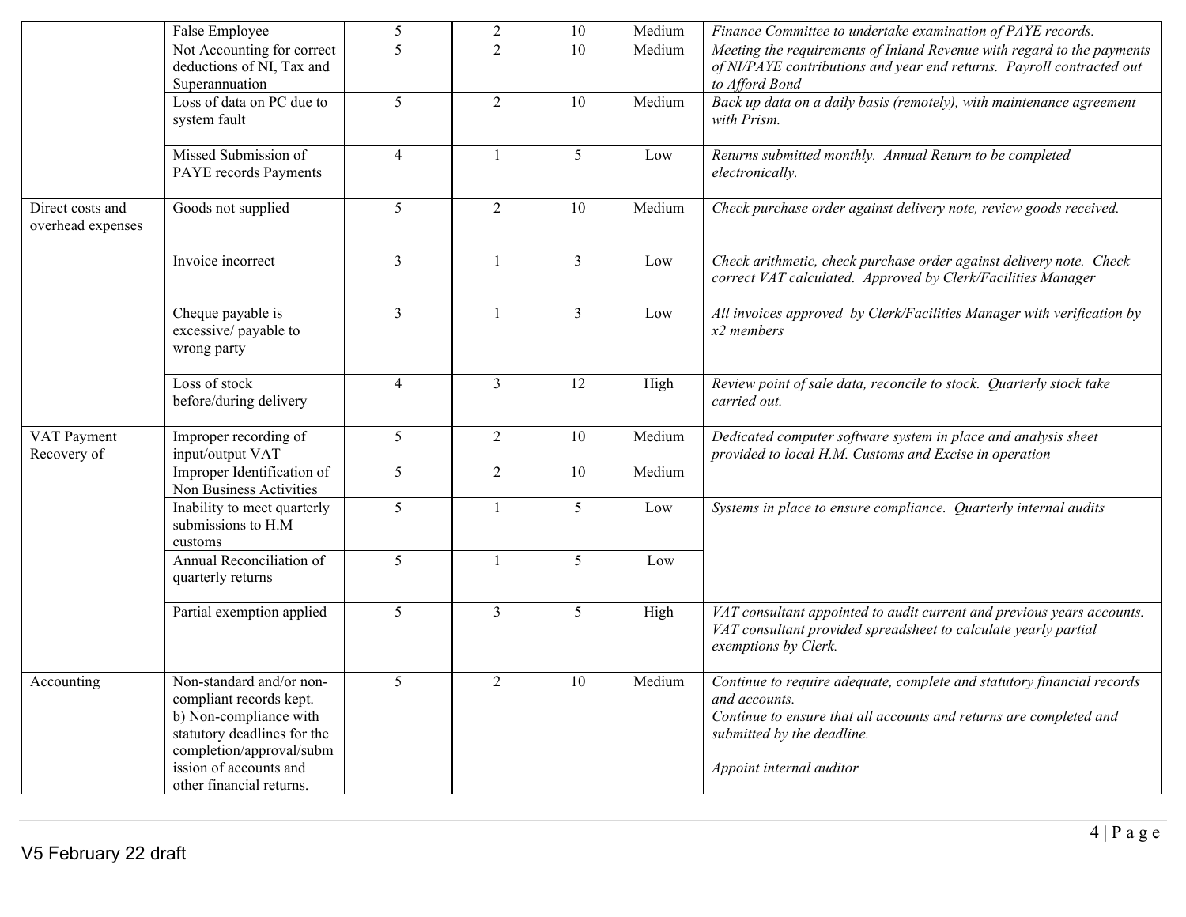| | | | | | | |
|---|---|---|---|---|---|---|
| | False Employee | 5 | 2 | 10 | Medium | *Finance Committee to undertake examination of PAYE records.* |
| | Not Accounting for correct deductions of NI, Tax and Superannuation | 5 | 2 | 10 | Medium | *Meeting the requirements of Inland Revenue with regard to the payments of NI/PAYE contributions and year end returns. Payroll contracted out to Afford Bond* |
| | Loss of data on PC due to system fault | 5 | 2 | 10 | Medium | *Back up data on a daily basis (remotely), with maintenance agreement with Prism.* |
| | Missed Submission of PAYE records Payments | 4 | 1 | 5 | Low | *Returns submitted monthly. Annual Return to be completed electronically.* |
| Direct costs and overhead expenses | Goods not supplied | 5 | 2 | 10 | Medium | *Check purchase order against delivery note, review goods received.* |
| | Invoice incorrect | 3 | 1 | 3 | Low | *Check arithmetic, check purchase order against delivery note. Check correct VAT calculated. Approved by Clerk/Facilities Manager* |
| | Cheque payable is excessive/ payable to wrong party | 3 | 1 | 3 | Low | *All invoices approved by Clerk/Facilities Manager with verification by x2 members* |
| | Loss of stock before/during delivery | 4 | 3 | 12 | High | *Review point of sale data, reconcile to stock. Quarterly stock take carried out.* |
| VAT Payment Recovery of | Improper recording of input/output VAT | 5 | 2 | 10 | Medium | *Dedicated computer software system in place and analysis sheet provided to local H.M. Customs and Excise in operation* |
| | Improper Identification of Non Business Activities | 5 | 2 | 10 | Medium | |
| | Inability to meet quarterly submissions to H.M customs | 5 | 1 | 5 | Low | *Systems in place to ensure compliance. Quarterly internal audits* |
| | Annual Reconciliation of quarterly returns | 5 | 1 | 5 | Low | |
| | Partial exemption applied | 5 | 3 | 5 | High | *VAT consultant appointed to audit current and previous years accounts. VAT consultant provided spreadsheet to calculate yearly partial exemptions by Clerk.* |
| Accounting | Non-standard and/or non-compliant records kept. b) Non-compliance with statutory deadlines for the completion/approval/submission of accounts and other financial returns. | 5 | 2 | 10 | Medium | *Continue to require adequate, complete and statutory financial records and accounts.* *Continue to ensure that all accounts and returns are completed and submitted by the deadline.* *Appoint internal auditor* |

V5 February 22 draft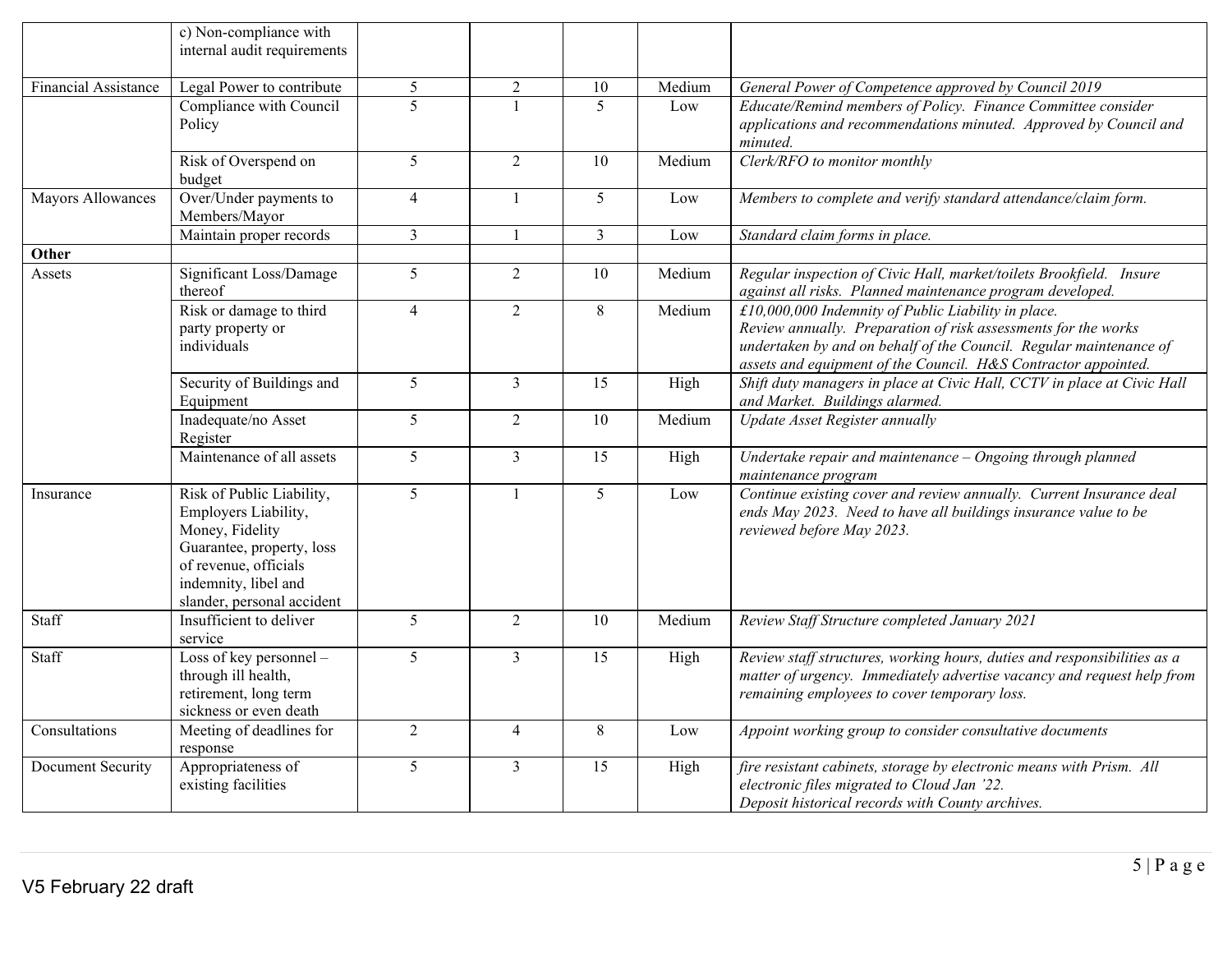| | | | | | | |
|---|---|---|---|---|---|---|
| | c) Non-compliance with internal audit requirements | | | | | |
| Financial Assistance | Legal Power to contribute | 5 | 2 | 10 | Medium | *General Power of Competence approved by Council 2019* |
| | Compliance with Council Policy | 5 | 1 | 5 | Low | *Educate/Remind members of Policy. Finance Committee consider applications and recommendations minuted. Approved by Council and minuted.* |
| | Risk of Overspend on budget | 5 | 2 | 10 | Medium | *Clerk/RFO to monitor monthly* |
| Mayors Allowances | Over/Under payments to Members/Mayor | 4 | 1 | 5 | Low | *Members to complete and verify standard attendance/claim form.* |
| | Maintain proper records | 3 | 1 | 3 | Low | *Standard claim forms in place.* |
| **Other** | | | | | | |
| Assets | Significant Loss/Damage thereof | 5 | 2 | 10 | Medium | *Regular inspection of Civic Hall, market/toilets Brookfield. Insure against all risks. Planned maintenance program developed.* |
| | Risk or damage to third party property or individuals | 4 | 2 | 8 | Medium | *£10,000,000 Indemnity of Public Liability in place. Review annually. Preparation of risk assessments for the works undertaken by and on behalf of the Council. Regular maintenance of assets and equipment of the Council. H&S Contractor appointed.* |
| | Security of Buildings and Equipment | 5 | 3 | 15 | High | *Shift duty managers in place at Civic Hall, CCTV in place at Civic Hall and Market. Buildings alarmed.* |
| | Inadequate/no Asset Register | 5 | 2 | 10 | Medium | *Update Asset Register annually* |
| | Maintenance of all assets | 5 | 3 | 15 | High | *Undertake repair and maintenance – Ongoing through planned maintenance program* |
| Insurance | Risk of Public Liability, Employers Liability, Money, Fidelity Guarantee, property, loss of revenue, officials indemnity, libel and slander, personal accident | 5 | 1 | 5 | Low | *Continue existing cover and review annually. Current Insurance deal ends May 2023. Need to have all buildings insurance value to be reviewed before May 2023.* |
| Staff | Insufficient to deliver service | 5 | 2 | 10 | Medium | *Review Staff Structure completed January 2021* |
| Staff | Loss of key personnel – through ill health, retirement, long term sickness or even death | 5 | 3 | 15 | High | *Review staff structures, working hours, duties and responsibilities as a matter of urgency. Immediately advertise vacancy and request help from remaining employees to cover temporary loss.* |
| Consultations | Meeting of deadlines for response | 2 | 4 | 8 | Low | *Appoint working group to consider consultative documents* |
| Document Security | Appropriateness of existing facilities | 5 | 3 | 15 | High | *fire resistant cabinets, storage by electronic means with Prism. All electronic files migrated to Cloud Jan '22. Deposit historical records with County archives.* |

V5 February 22 draft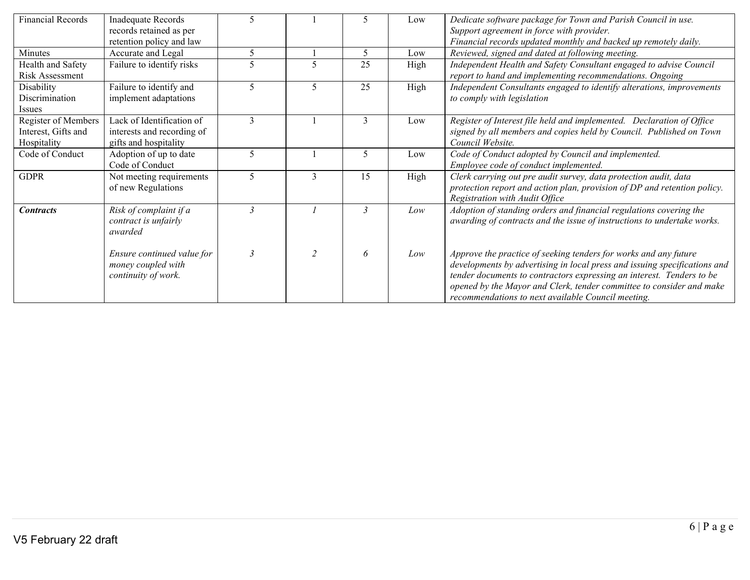| | | | | | | |
|---|---|---|---|---|---|---|
| Financial Records | Inadequate Records records retained as per retention policy and law | 5 | 1 | 5 | Low | *Dedicate software package for Town and Parish Council in use. Support agreement in force with provider. Financial records updated monthly and backed up remotely daily.* |
| Minutes | Accurate and Legal | 5 | 1 | 5 | Low | *Reviewed, signed and dated at following meeting.* |
| Health and Safety Risk Assessment | Failure to identify risks | 5 | 5 | 25 | High | *Independent Health and Safety Consultant engaged to advise Council report to hand and implementing recommendations. Ongoing* |
| Disability Discrimination Issues | Failure to identify and implement adaptations | 5 | 5 | 25 | High | *Independent Consultants engaged to identify alterations, improvements to comply with legislation* |
| Register of Members Interest, Gifts and Hospitality | Lack of Identification of interests and recording of gifts and hospitality | 3 | 1 | 3 | Low | *Register of Interest file held and implemented. Declaration of Office signed by all members and copies held by Council. Published on Town Council Website.* |
| Code of Conduct | Adoption of up to date Code of Conduct | 5 | 1 | 5 | Low | *Code of Conduct adopted by Council and implemented. Employee code of conduct implemented.* |
| GDPR | Not meeting requirements of new Regulations | 5 | 3 | 15 | High | *Clerk carrying out pre audit survey, data protection audit, data protection report and action plan, provision of DP and retention policy. Registration with Audit Office* |
| ***Contracts*** | *Risk of complaint if a contract is unfairly awarded* | *3* | *1* | *3* | *Low* | *Adoption of standing orders and financial regulations covering the awarding of contracts and the issue of instructions to undertake works.* |
| | *Ensure continued value for money coupled with continuity of work.* | *3* | *2* | *6* | *Low* | *Approve the practice of seeking tenders for works and any future developments by advertising in local press and issuing specifications and tender documents to contractors expressing an interest. Tenders to be opened by the Mayor and Clerk, tender committee to consider and make recommendations to next available Council meeting.* |

V5 February 22 draft